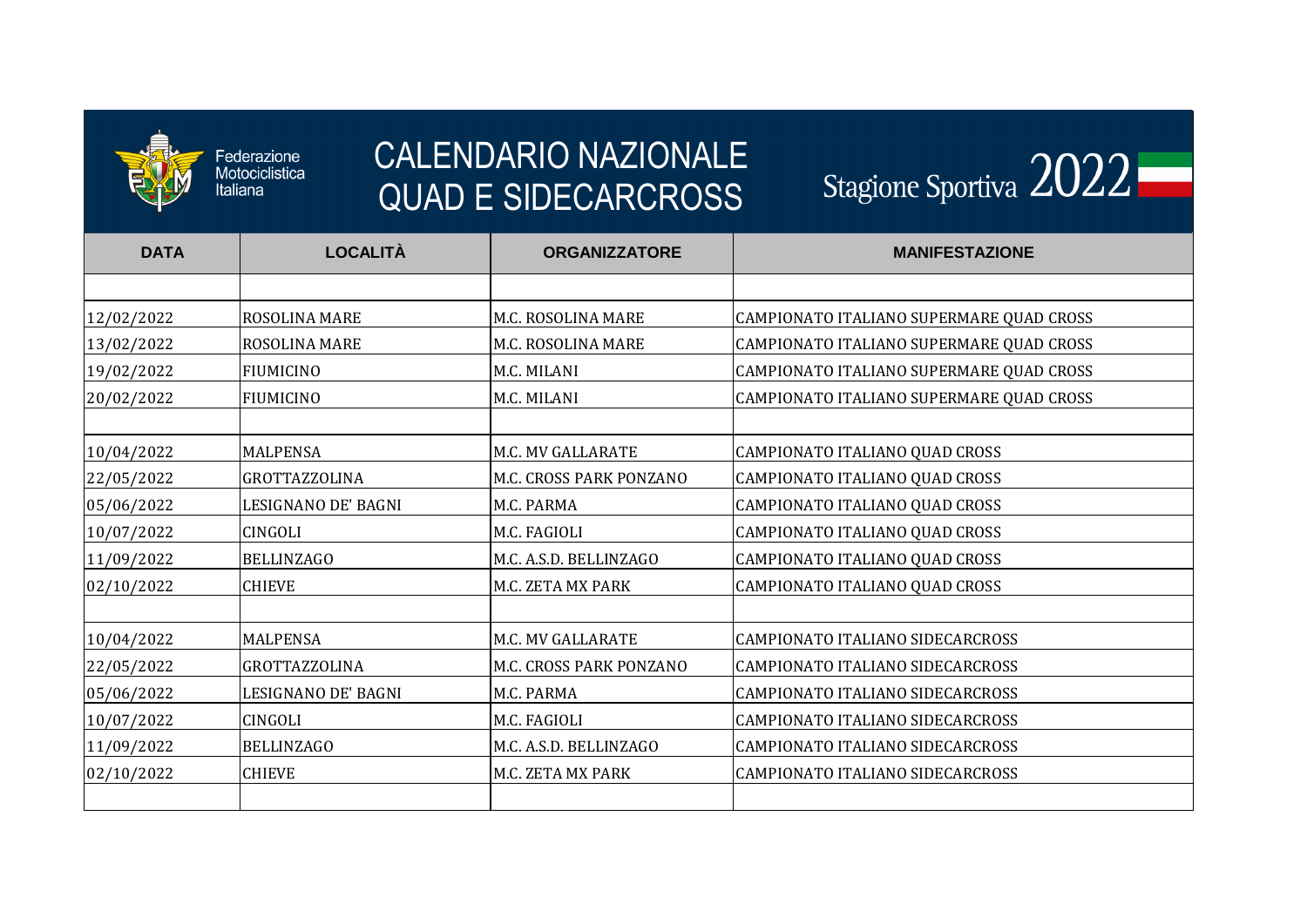Federazione Motociclistica Italiana

# CALENDARIO NAZIONALE QUAD E SIDECARCROSS

Stagione Sportiva 2022

| DATA | LOCALITÀ | ORGANIZZATORE | MANIFESTAZIONE |
|---|---|---|---|
| | | | |
| 12/02/2022 | ROSOLINA MARE | M.C. ROSOLINA MARE | CAMPIONATO ITALIANO SUPERMARE QUAD CROSS |
| 13/02/2022 | ROSOLINA MARE | M.C. ROSOLINA MARE | CAMPIONATO ITALIANO SUPERMARE QUAD CROSS |
| 19/02/2022 | FIUMICINO | M.C. MILANI | CAMPIONATO ITALIANO SUPERMARE QUAD CROSS |
| 20/02/2022 | FIUMICINO | M.C. MILANI | CAMPIONATO ITALIANO SUPERMARE QUAD CROSS |
| | | | |
| 10/04/2022 | MALPENSA | M.C. MV GALLARATE | CAMPIONATO ITALIANO QUAD CROSS |
| 22/05/2022 | GROTTAZZOLINA | M.C. CROSS PARK PONZANO | CAMPIONATO ITALIANO QUAD CROSS |
| 05/06/2022 | LESIGNANO DE' BAGNI | M.C. PARMA | CAMPIONATO ITALIANO QUAD CROSS |
| 10/07/2022 | CINGOLI | M.C. FAGIOLI | CAMPIONATO ITALIANO QUAD CROSS |
| 11/09/2022 | BELLINZAGO | M.C. A.S.D. BELLINZAGO | CAMPIONATO ITALIANO QUAD CROSS |
| 02/10/2022 | CHIEVE | M.C. ZETA MX PARK | CAMPIONATO ITALIANO QUAD CROSS |
| | | | |
| 10/04/2022 | MALPENSA | M.C. MV GALLARATE | CAMPIONATO ITALIANO SIDECARCROSS |
| 22/05/2022 | GROTTAZZOLINA | M.C. CROSS PARK PONZANO | CAMPIONATO ITALIANO SIDECARCROSS |
| 05/06/2022 | LESIGNANO DE' BAGNI | M.C. PARMA | CAMPIONATO ITALIANO SIDECARCROSS |
| 10/07/2022 | CINGOLI | M.C. FAGIOLI | CAMPIONATO ITALIANO SIDECARCROSS |
| 11/09/2022 | BELLINZAGO | M.C. A.S.D. BELLINZAGO | CAMPIONATO ITALIANO SIDECARCROSS |
| 02/10/2022 | CHIEVE | M.C. ZETA MX PARK | CAMPIONATO ITALIANO SIDECARCROSS |
| | | | |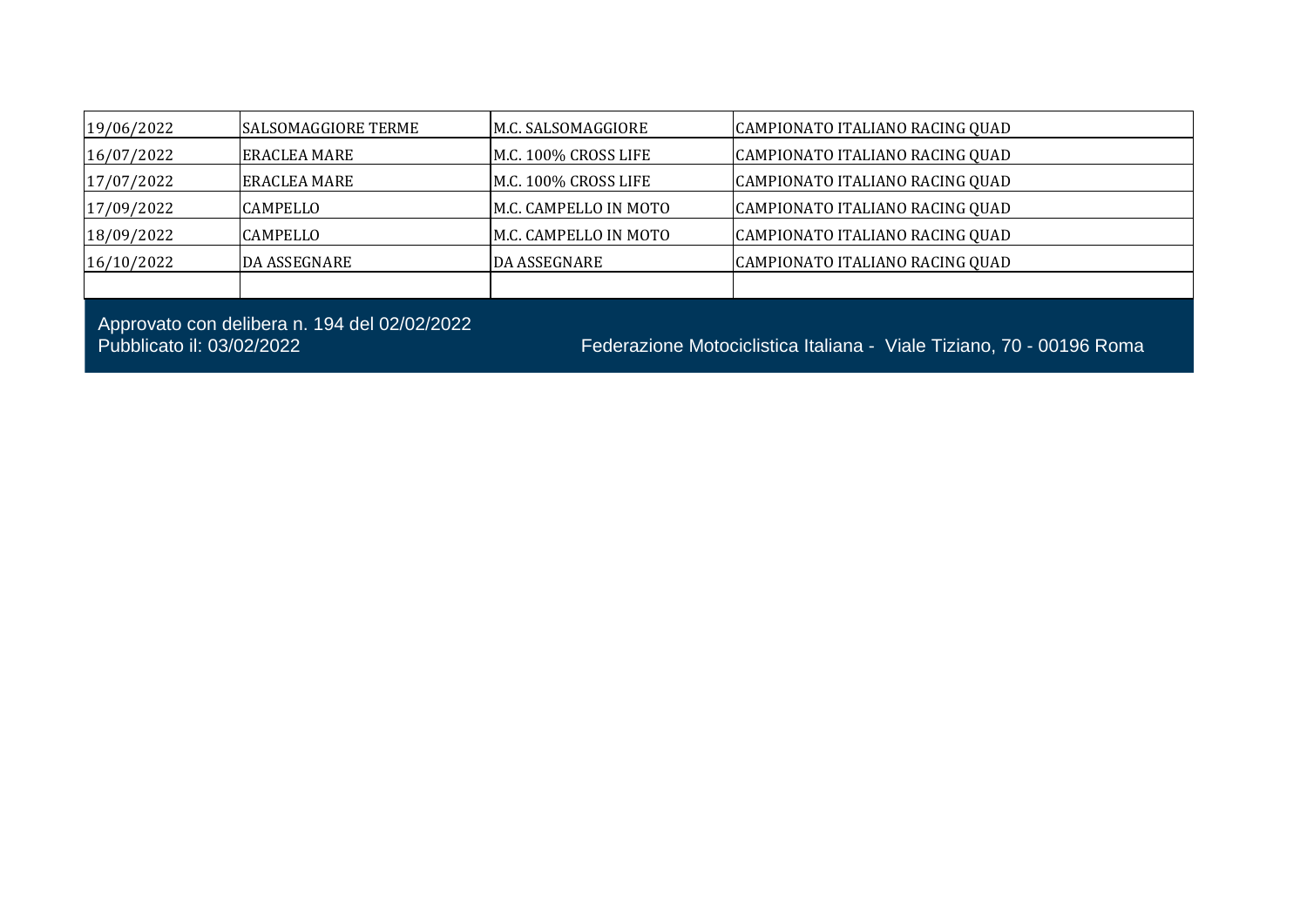| | | | |
|---|---|---|---|
| 19/06/2022 | SALSOMAGGIORE TERME | M.C. SALSOMAGGIORE | CAMPIONATO ITALIANO RACING QUAD |
| 16/07/2022 | ERACLEA MARE | M.C. 100% CROSS LIFE | CAMPIONATO ITALIANO RACING QUAD |
| 17/07/2022 | ERACLEA MARE | M.C. 100% CROSS LIFE | CAMPIONATO ITALIANO RACING QUAD |
| 17/09/2022 | CAMPELLO | M.C. CAMPELLO IN MOTO | CAMPIONATO ITALIANO RACING QUAD |
| 18/09/2022 | CAMPELLO | M.C. CAMPELLO IN MOTO | CAMPIONATO ITALIANO RACING QUAD |
| 16/10/2022 | DA ASSEGNARE | DA ASSEGNARE | CAMPIONATO ITALIANO RACING QUAD |
| | | | |

Approvato con delibera n. 194 del 02/02/2022
Pubblicato il: 03/02/2022

Federazione Motociclistica Italiana - Viale Tiziano, 70 - 00196 Roma